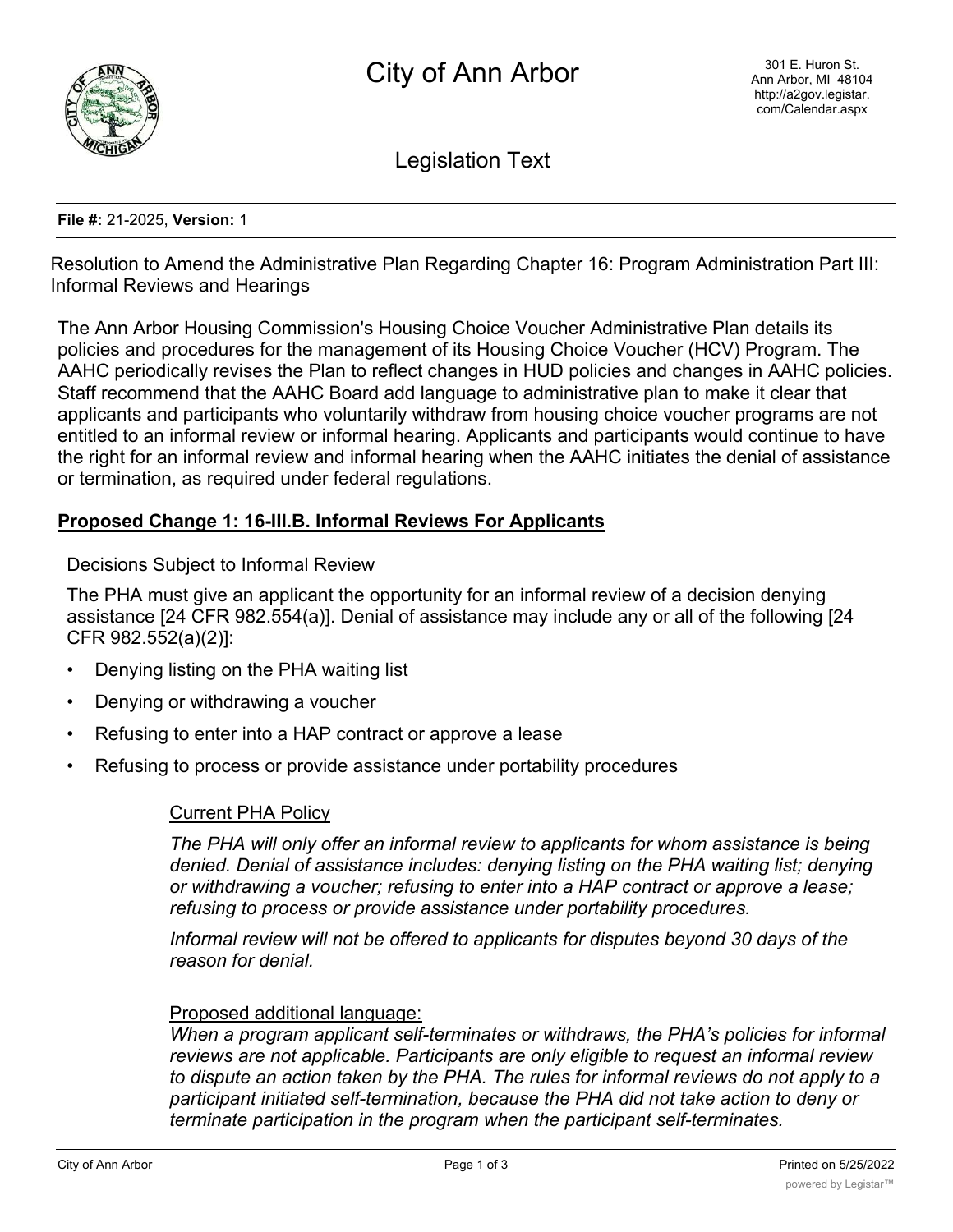# City of Ann Arbor

301 E. Huron St.
Ann Arbor, MI 48104
http://a2gov.legistar.com/Calendar.aspx

## Legislation Text

**File #:** 21-2025, **Version:** 1

Resolution to Amend the Administrative Plan Regarding Chapter 16: Program Administration Part III: Informal Reviews and Hearings

The Ann Arbor Housing Commission's Housing Choice Voucher Administrative Plan details its policies and procedures for the management of its Housing Choice Voucher (HCV) Program. The AAHC periodically revises the Plan to reflect changes in HUD policies and changes in AAHC policies. Staff recommend that the AAHC Board add language to administrative plan to make it clear that applicants and participants who voluntarily withdraw from housing choice voucher programs are not entitled to an informal review or informal hearing. Applicants and participants would continue to have the right for an informal review and informal hearing when the AAHC initiates the denial of assistance or termination, as required under federal regulations.

**Proposed Change 1: 16-III.B. Informal Reviews For Applicants**

Decisions Subject to Informal Review

The PHA must give an applicant the opportunity for an informal review of a decision denying assistance [24 CFR 982.554(a)]. Denial of assistance may include any or all of the following [24 CFR 982.552(a)(2)]:

- Denying listing on the PHA waiting list
- Denying or withdrawing a voucher
- Refusing to enter into a HAP contract or approve a lease
- Refusing to process or provide assistance under portability procedures

Current PHA Policy

*The PHA will only offer an informal review to applicants for whom assistance is being denied. Denial of assistance includes: denying listing on the PHA waiting list; denying or withdrawing a voucher; refusing to enter into a HAP contract or approve a lease; refusing to process or provide assistance under portability procedures.*

*Informal review will not be offered to applicants for disputes beyond 30 days of the reason for denial.*

Proposed additional language:

*When a program applicant self-terminates or withdraws, the PHA's policies for informal reviews are not applicable. Participants are only eligible to request an informal review to dispute an action taken by the PHA. The rules for informal reviews do not apply to a participant initiated self-termination, because the PHA did not take action to deny or terminate participation in the program when the participant self-terminates.*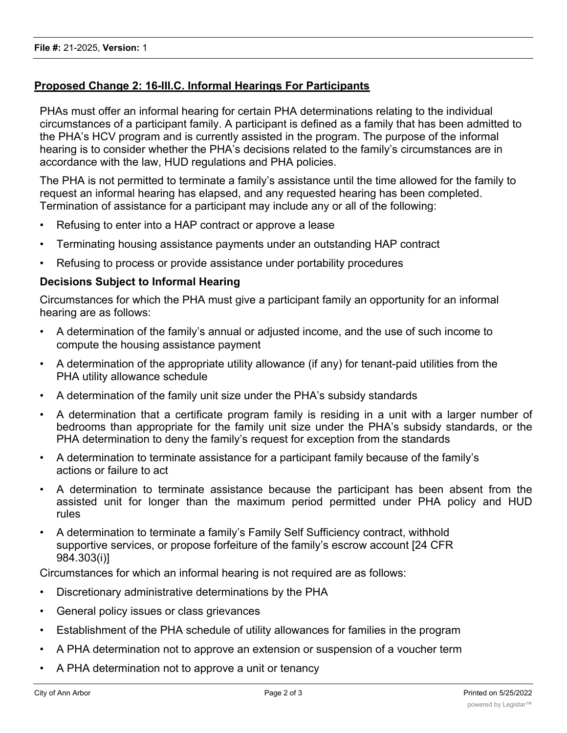## Proposed Change 2: 16-III.C. Informal Hearings For Participants

PHAs must offer an informal hearing for certain PHA determinations relating to the individual circumstances of a participant family. A participant is defined as a family that has been admitted to the PHA's HCV program and is currently assisted in the program. The purpose of the informal hearing is to consider whether the PHA's decisions related to the family's circumstances are in accordance with the law, HUD regulations and PHA policies.

The PHA is not permitted to terminate a family's assistance until the time allowed for the family to request an informal hearing has elapsed, and any requested hearing has been completed. Termination of assistance for a participant may include any or all of the following:

- Refusing to enter into a HAP contract or approve a lease
- Terminating housing assistance payments under an outstanding HAP contract
- Refusing to process or provide assistance under portability procedures

### Decisions Subject to Informal Hearing

Circumstances for which the PHA must give a participant family an opportunity for an informal hearing are as follows:

- A determination of the family's annual or adjusted income, and the use of such income to compute the housing assistance payment
- A determination of the appropriate utility allowance (if any) for tenant-paid utilities from the PHA utility allowance schedule
- A determination of the family unit size under the PHA's subsidy standards
- A determination that a certificate program family is residing in a unit with a larger number of bedrooms than appropriate for the family unit size under the PHA's subsidy standards, or the PHA determination to deny the family's request for exception from the standards
- A determination to terminate assistance for a participant family because of the family's actions or failure to act
- A determination to terminate assistance because the participant has been absent from the assisted unit for longer than the maximum period permitted under PHA policy and HUD rules
- A determination to terminate a family's Family Self Sufficiency contract, withhold supportive services, or propose forfeiture of the family's escrow account [24 CFR 984.303(i)]

Circumstances for which an informal hearing is not required are as follows:

- Discretionary administrative determinations by the PHA
- General policy issues or class grievances
- Establishment of the PHA schedule of utility allowances for families in the program
- A PHA determination not to approve an extension or suspension of a voucher term
- A PHA determination not to approve a unit or tenancy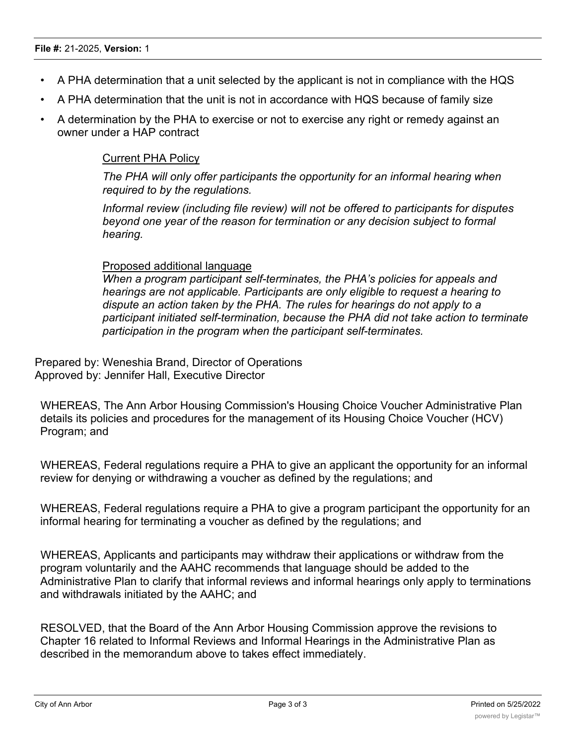- A PHA determination that a unit selected by the applicant is not in compliance with the HQS
- A PHA determination that the unit is not in accordance with HQS because of family size
- A determination by the PHA to exercise or not to exercise any right or remedy against an owner under a HAP contract

Current PHA Policy

*The PHA will only offer participants the opportunity for an informal hearing when required to by the regulations.*

*Informal review (including file review) will not be offered to participants for disputes beyond one year of the reason for termination or any decision subject to formal hearing.*

Proposed additional language

*When a program participant self-terminates, the PHA's policies for appeals and hearings are not applicable. Participants are only eligible to request a hearing to dispute an action taken by the PHA. The rules for hearings do not apply to a participant initiated self-termination, because the PHA did not take action to terminate participation in the program when the participant self-terminates.*

Prepared by: Weneshia Brand, Director of Operations
Approved by: Jennifer Hall, Executive Director

WHEREAS, The Ann Arbor Housing Commission's Housing Choice Voucher Administrative Plan details its policies and procedures for the management of its Housing Choice Voucher (HCV) Program; and

WHEREAS, Federal regulations require a PHA to give an applicant the opportunity for an informal review for denying or withdrawing a voucher as defined by the regulations; and

WHEREAS, Federal regulations require a PHA to give a program participant the opportunity for an informal hearing for terminating a voucher as defined by the regulations; and

WHEREAS, Applicants and participants may withdraw their applications or withdraw from the program voluntarily and the AAHC recommends that language should be added to the Administrative Plan to clarify that informal reviews and informal hearings only apply to terminations and withdrawals initiated by the AAHC; and

RESOLVED, that the Board of the Ann Arbor Housing Commission approve the revisions to Chapter 16 related to Informal Reviews and Informal Hearings in the Administrative Plan as described in the memorandum above to takes effect immediately.